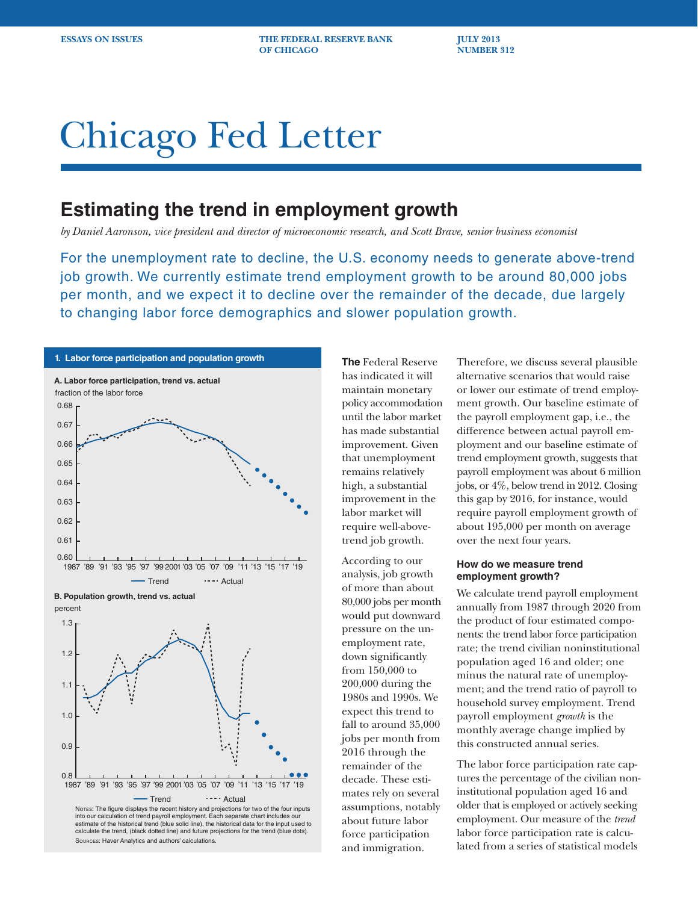ESSAYS ON ISSUES | THE FEDERAL RESERVE BANK OF CHICAGO | JULY 2013 NUMBER 312

# Chicago Fed Letter

## Estimating the trend in employment growth

*by Daniel Aaronson, vice president and director of microeconomic research, and Scott Brave, senior business economist*

For the unemployment rate to decline, the U.S. economy needs to generate above-trend job growth. We currently estimate trend employment growth to be around 80,000 jobs per month, and we expect it to decline over the remainder of the decade, due largely to changing labor force demographics and slower population growth.

**1. Labor force participation and population growth**

**A. Labor force participation, trend vs. actual**

fraction of the labor force

0.68
0.67
0.66
0.65
0.64
0.63
0.62
0.61
0.60

1987 '89 '91 '93 '95 '97 '99 2001 '03 '05 '07 '09 '11 '13 '15 '17 '19

Trend
Actual

**B. Population growth, trend vs. actual**

percent

1.3
1.2
1.1
1.0
0.9
0.8

1987 '89 '91 '93 '95 '97 '99 2001 '03 '05 '07 '09 '11 '13 '15 '17 '19

Trend
Actual

NOTES: The figure displays the recent history and projections for two of the four inputs into our calculation of trend payroll employment. Each separate chart includes our estimate of the historical trend (blue solid line), the historical data for the input used to calculate the trend, (black dotted line) and future projections for the trend (blue dots).
SOURCES: Haver Analytics and authors' calculations.

**The** Federal Reserve has indicated it will maintain monetary policy accommodation until the labor market has made substantial improvement. Given that unemployment remains relatively high, a substantial improvement in the labor market will require well-above-trend job growth.

According to our analysis, job growth of more than about 80,000 jobs per month would put downward pressure on the unemployment rate, down significantly from 150,000 to 200,000 during the 1980s and 1990s. We expect this trend to fall to around 35,000 jobs per month from 2016 through the remainder of the decade. These estimates rely on several assumptions, notably about future labor force participation and immigration. Therefore, we discuss several plausible alternative scenarios that would raise or lower our estimate of trend employment growth. Our baseline estimate of the payroll employment gap, i.e., the difference between actual payroll employment and our baseline estimate of trend employment growth, suggests that payroll employment was about 6 million jobs, or 4%, below trend in 2012. Closing this gap by 2016, for instance, would require payroll employment growth of about 195,000 per month on average over the next four years.

### How do we measure trend employment growth?

We calculate trend payroll employment annually from 1987 through 2020 from the product of four estimated components: the trend labor force participation rate; the trend civilian noninstitutional population aged 16 and older; one minus the natural rate of unemployment; and the trend ratio of payroll to household survey employment. Trend payroll employment *growth* is the monthly average change implied by this constructed annual series.

The labor force participation rate captures the percentage of the civilian noninstitutional population aged 16 and older that is employed or actively seeking employment. Our measure of the *trend* labor force participation rate is calculated from a series of statistical models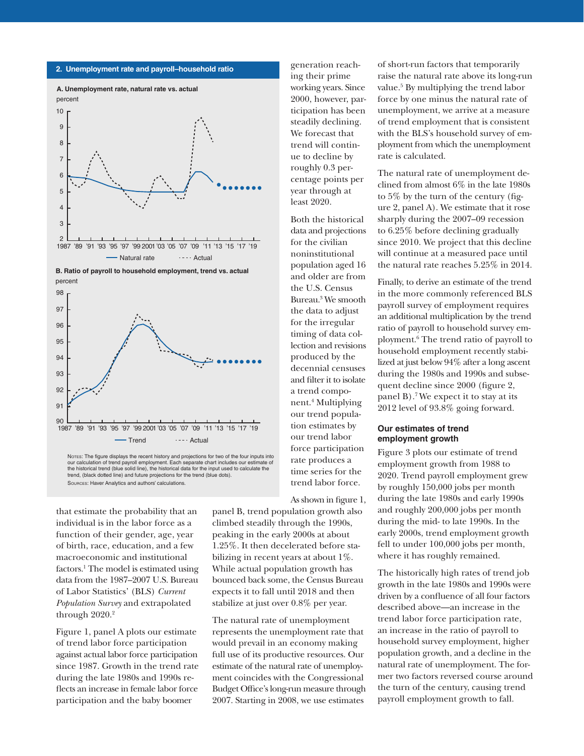**2. Unemployment rate and payroll–household ratio**

**A. Unemployment rate, natural rate vs. actual**

percent

10
9
8
7
6
5
4
3
2

1987 '89 '91 '93 '95 '97 '99 2001 '03 '05 '07 '09 '11 '13 '15 '17 '19

Natural rate ---- Actual

**B. Ratio of payroll to household employment, trend vs. actual**

percent

98
97
96
95
94
93
92
91
90

1987 '89 '91 '93 '95 '97 '99 2001 '03 '05 '07 '09 '11 '13 '15 '17 '19

Trend ---- Actual

Notes: The figure displays the recent history and projections for two of the four inputs into our calculation of trend payroll employment. Each separate chart includes our estimate of the historical trend (blue solid line), the historical data for the input used to calculate the trend, (black dotted line) and future projections for the trend (blue dots).

Sources: Haver Analytics and authors' calculations.

that estimate the probability that an individual is in the labor force as a function of their gender, age, year of birth, race, education, and a few macroeconomic and institutional factors.[1] The model is estimated using data from the 1987–2007 U.S. Bureau of Labor Statistics' (BLS) *Current Population Survey* and extrapolated through 2020.[2]

Figure 1, panel A plots our estimate of trend labor force participation against actual labor force participation since 1987. Growth in the trend rate during the late 1980s and 1990s reflects an increase in female labor force participation and the baby boomer generation reaching their prime working years. Since 2000, however, participation has been steadily declining. We forecast that trend will continue to decline by roughly 0.3 percentage points per year through at least 2020.

Both the historical data and projections for the civilian noninstitutional population aged 16 and older are from the U.S. Census Bureau.[3] We smooth the data to adjust for the irregular timing of data collection and revisions produced by the decennial censuses and filter it to isolate a trend component.[4] Multiplying our trend population estimates by our trend labor force participation rate produces a time series for the trend labor force.

As shown in figure 1, panel B, trend population growth also climbed steadily through the 1990s, peaking in the early 2000s at about 1.25%. It then decelerated before stabilizing in recent years at about 1%. While actual population growth has bounced back some, the Census Bureau expects it to fall until 2018 and then stabilize at just over 0.8% per year.

The natural rate of unemployment represents the unemployment rate that would prevail in an economy making full use of its productive resources. Our estimate of the natural rate of unemployment coincides with the Congressional Budget Office's long-run measure through 2007. Starting in 2008, we use estimates of short-run factors that temporarily raise the natural rate above its long-run value.[5] By multiplying the trend labor force by one minus the natural rate of unemployment, we arrive at a measure of trend employment that is consistent with the BLS's household survey of employment from which the unemployment rate is calculated.

The natural rate of unemployment declined from almost 6% in the late 1980s to 5% by the turn of the century (figure 2, panel A). We estimate that it rose sharply during the 2007–09 recession to 6.25% before declining gradually since 2010. We project that this decline will continue at a measured pace until the natural rate reaches 5.25% in 2014.

Finally, to derive an estimate of the trend in the more commonly referenced BLS payroll survey of employment requires an additional multiplication by the trend ratio of payroll to household survey employment.[6] The trend ratio of payroll to household employment recently stabilized at just below 94% after a long ascent during the 1980s and 1990s and subsequent decline since 2000 (figure 2, panel B).[7] We expect it to stay at its 2012 level of 93.8% going forward.

### Our estimates of trend employment growth

Figure 3 plots our estimate of trend employment growth from 1988 to 2020. Trend payroll employment grew by roughly 150,000 jobs per month during the late 1980s and early 1990s and roughly 200,000 jobs per month during the mid- to late 1990s. In the early 2000s, trend employment growth fell to under 100,000 jobs per month, where it has roughly remained.

The historically high rates of trend job growth in the late 1980s and 1990s were driven by a confluence of all four factors described above—an increase in the trend labor force participation rate, an increase in the ratio of payroll to household survey employment, higher population growth, and a decline in the natural rate of unemployment. The former two factors reversed course around the turn of the century, causing trend payroll employment growth to fall.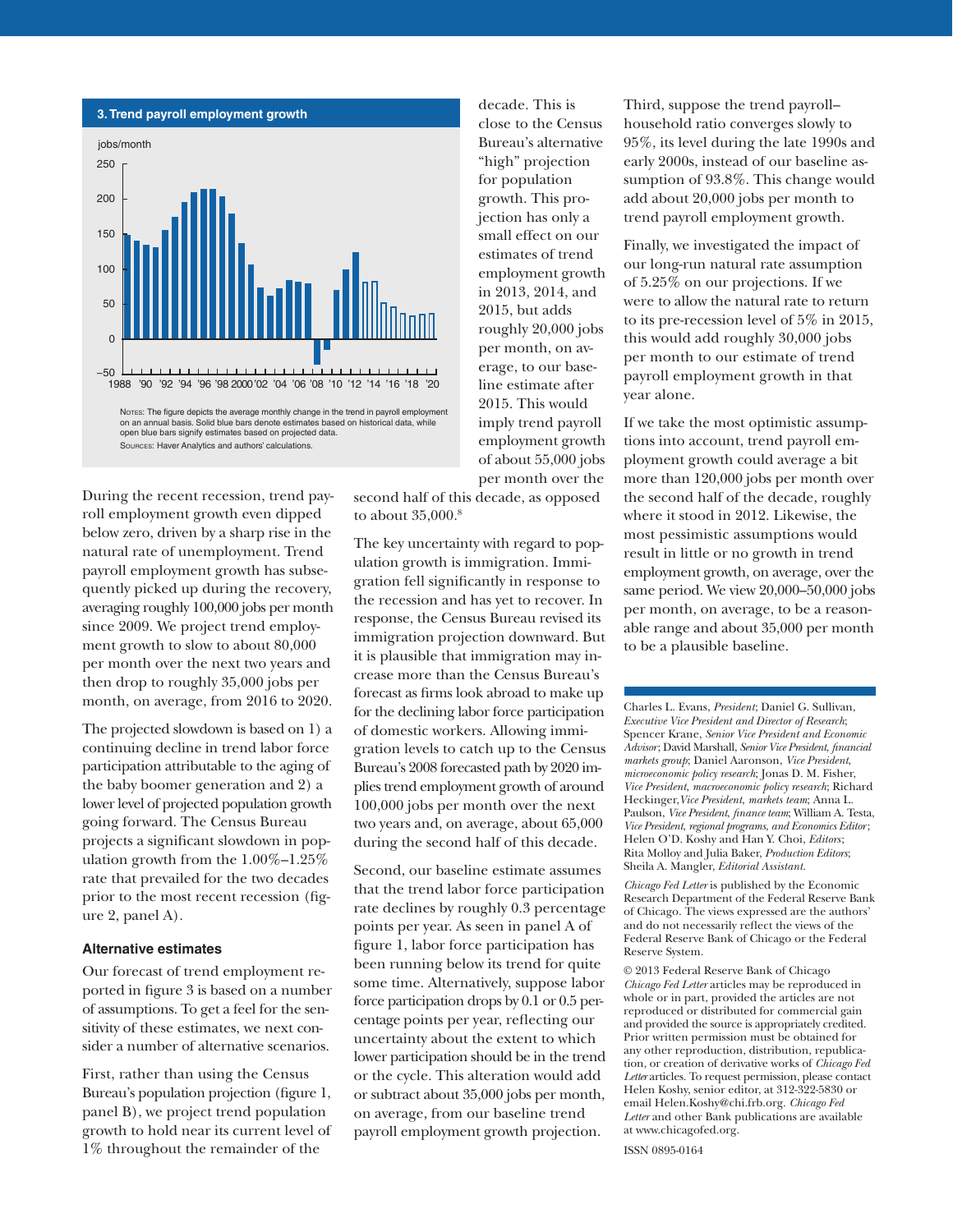**3. Trend payroll employment growth**

jobs/month

250

200

150

100

50

0

−50

1988 '90 '92 '94 '96 '98 2000 '02 '04 '06 '08 '10 '12 '14 '16 '18 '20

Notes: The figure depicts the average monthly change in the trend in payroll employment on an annual basis. Solid blue bars denote estimates based on historical data, while open blue bars signify estimates based on projected data.
Sources: Haver Analytics and authors' calculations.

During the recent recession, trend payroll employment growth even dipped below zero, driven by a sharp rise in the natural rate of unemployment. Trend payroll employment growth has subsequently picked up during the recovery, averaging roughly 100,000 jobs per month since 2009. We project trend employment growth to slow to about 80,000 per month over the next two years and then drop to roughly 35,000 jobs per month, on average, from 2016 to 2020.

The projected slowdown is based on 1) a continuing decline in trend labor force participation attributable to the aging of the baby boomer generation and 2) a lower level of projected population growth going forward. The Census Bureau projects a significant slowdown in population growth from the 1.00%–1.25% rate that prevailed for the two decades prior to the most recent recession (figure 2, panel A).

### Alternative estimates

Our forecast of trend employment reported in figure 3 is based on a number of assumptions. To get a feel for the sensitivity of these estimates, we next consider a number of alternative scenarios.

First, rather than using the Census Bureau's population projection (figure 1, panel B), we project trend population growth to hold near its current level of 1% throughout the remainder of the decade. This is close to the Census Bureau's alternative "high" projection for population growth. This projection has only a small effect on our estimates of trend employment growth in 2013, 2014, and 2015, but adds roughly 20,000 jobs per month, on average, to our baseline estimate after 2015. This would imply trend payroll employment growth of about 55,000 jobs per month over the second half of this decade, as opposed to about 35,000.[8]

The key uncertainty with regard to population growth is immigration. Immigration fell significantly in response to the recession and has yet to recover. In response, the Census Bureau revised its immigration projection downward. But it is plausible that immigration may increase more than the Census Bureau's forecast as firms look abroad to make up for the declining labor force participation of domestic workers. Allowing immigration levels to catch up to the Census Bureau's 2008 forecasted path by 2020 implies trend employment growth of around 100,000 jobs per month over the next two years and, on average, about 65,000 during the second half of this decade.

Second, our baseline estimate assumes that the trend labor force participation rate declines by roughly 0.3 percentage points per year. As seen in panel A of figure 1, labor force participation has been running below its trend for quite some time. Alternatively, suppose labor force participation drops by 0.1 or 0.5 percentage points per year, reflecting our uncertainty about the extent to which lower participation should be in the trend or the cycle. This alteration would add or subtract about 35,000 jobs per month, on average, from our baseline trend payroll employment growth projection.

Third, suppose the trend payroll–household ratio converges slowly to 95%, its level during the late 1990s and early 2000s, instead of our baseline assumption of 93.8%. This change would add about 20,000 jobs per month to trend payroll employment growth.

Finally, we investigated the impact of our long-run natural rate assumption of 5.25% on our projections. If we were to allow the natural rate to return to its pre-recession level of 5% in 2015, this would add roughly 30,000 jobs per month to our estimate of trend payroll employment growth in that year alone.

If we take the most optimistic assumptions into account, trend payroll employment growth could average a bit more than 120,000 jobs per month over the second half of the decade, roughly where it stood in 2012. Likewise, the most pessimistic assumptions would result in little or no growth in trend employment growth, on average, over the same period. We view 20,000–50,000 jobs per month, on average, to be a reasonable range and about 35,000 per month to be a plausible baseline.

---

Charles L. Evans, *President*; Daniel G. Sullivan, *Executive Vice President and Director of Research*; Spencer Krane, *Senior Vice President and Economic Advisor*; David Marshall, *Senior Vice President, financial markets group*; Daniel Aaronson, *Vice President, microeconomic policy research*; Jonas D. M. Fisher, *Vice President, macroeconomic policy research*; Richard Heckinger, *Vice President, markets team*; Anna L. Paulson, *Vice President, finance team*; William A. Testa, *Vice President, regional programs, and Economics Editor*; Helen O'D. Koshy and Han Y. Choi, *Editors*; Rita Molloy and Julia Baker, *Production Editors*; Sheila A. Mangler, *Editorial Assistant.*

*Chicago Fed Letter* is published by the Economic Research Department of the Federal Reserve Bank of Chicago. The views expressed are the authors' and do not necessarily reflect the views of the Federal Reserve Bank of Chicago or the Federal Reserve System.

© 2013 Federal Reserve Bank of Chicago
*Chicago Fed Letter* articles may be reproduced in whole or in part, provided the articles are not reproduced or distributed for commercial gain and provided the source is appropriately credited. Prior written permission must be obtained for any other reproduction, distribution, republication, or creation of derivative works of *Chicago Fed Letter* articles. To request permission, please contact Helen Koshy, senior editor, at 312-322-5830 or email Helen.Koshy@chi.frb.org. *Chicago Fed Letter* and other Bank publications are available at www.chicagofed.org.

ISSN 0895-0164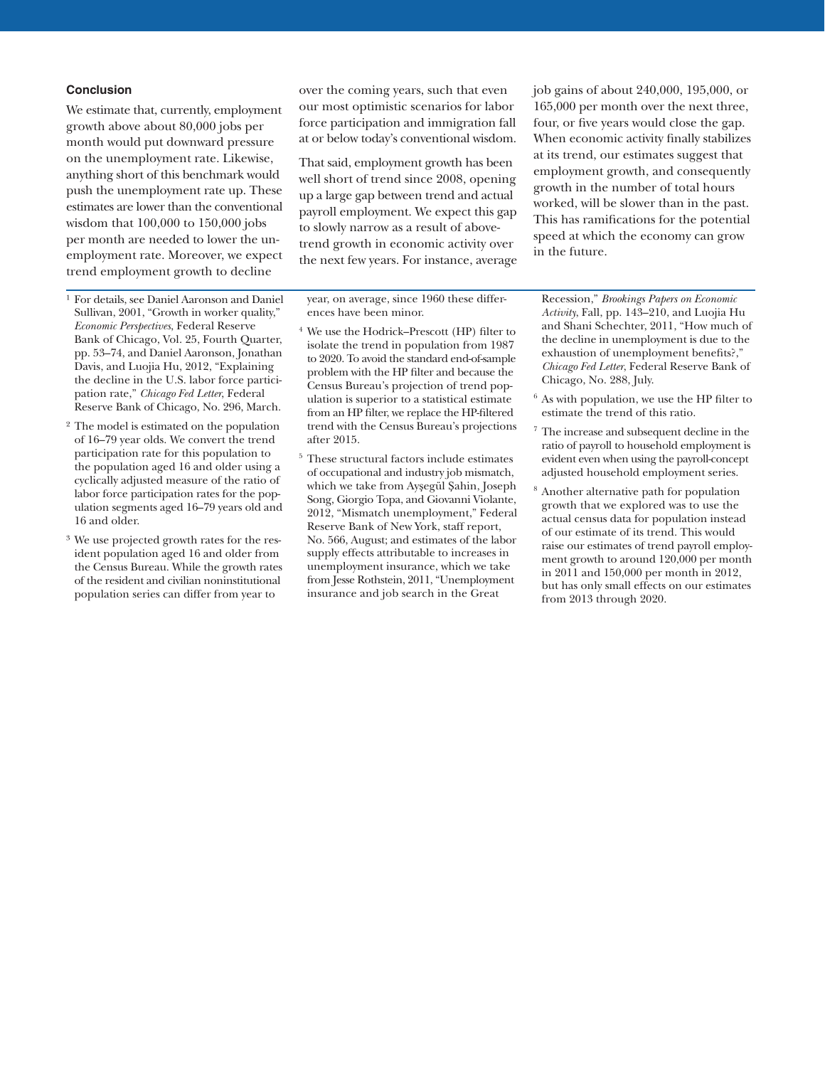### Conclusion

We estimate that, currently, employment growth above about 80,000 jobs per month would put downward pressure on the unemployment rate. Likewise, anything short of this benchmark would push the unemployment rate up. These estimates are lower than the conventional wisdom that 100,000 to 150,000 jobs per month are needed to lower the unemployment rate. Moreover, we expect trend employment growth to decline over the coming years, such that even our most optimistic scenarios for labor force participation and immigration fall at or below today's conventional wisdom.

That said, employment growth has been well short of trend since 2008, opening up a large gap between trend and actual payroll employment. We expect this gap to slowly narrow as a result of above-trend growth in economic activity over the next few years. For instance, average job gains of about 240,000, 195,000, or 165,000 per month over the next three, four, or five years would close the gap. When economic activity finally stabilizes at its trend, our estimates suggest that employment growth, and consequently growth in the number of total hours worked, will be slower than in the past. This has ramifications for the potential speed at which the economy can grow in the future.

[1] For details, see Daniel Aaronson and Daniel Sullivan, 2001, "Growth in worker quality," *Economic Perspectives*, Federal Reserve Bank of Chicago, Vol. 25, Fourth Quarter, pp. 53–74, and Daniel Aaronson, Jonathan Davis, and Luojia Hu, 2012, "Explaining the decline in the U.S. labor force participation rate," *Chicago Fed Letter*, Federal Reserve Bank of Chicago, No. 296, March.

[2] The model is estimated on the population of 16–79 year olds. We convert the trend participation rate for this population to the population aged 16 and older using a cyclically adjusted measure of the ratio of labor force participation rates for the population segments aged 16–79 years old and 16 and older.

[3] We use projected growth rates for the resident population aged 16 and older from the Census Bureau. While the growth rates of the resident and civilian noninstitutional population series can differ from year to year, on average, since 1960 these differences have been minor.

[4] We use the Hodrick–Prescott (HP) filter to isolate the trend in population from 1987 to 2020. To avoid the standard end-of-sample problem with the HP filter and because the Census Bureau's projection of trend population is superior to a statistical estimate from an HP filter, we replace the HP-filtered trend with the Census Bureau's projections after 2015.

[5] These structural factors include estimates of occupational and industry job mismatch, which we take from Ayşegül Şahin, Joseph Song, Giorgio Topa, and Giovanni Violante, 2012, "Mismatch unemployment," Federal Reserve Bank of New York, staff report, No. 566, August; and estimates of the labor supply effects attributable to increases in unemployment insurance, which we take from Jesse Rothstein, 2011, "Unemployment insurance and job search in the Great Recession," *Brookings Papers on Economic Activity*, Fall, pp. 143–210, and Luojia Hu and Shani Schechter, 2011, "How much of the decline in unemployment is due to the exhaustion of unemployment benefits?," *Chicago Fed Letter*, Federal Reserve Bank of Chicago, No. 288, July.

[6] As with population, we use the HP filter to estimate the trend of this ratio.

[7] The increase and subsequent decline in the ratio of payroll to household employment is evident even when using the payroll-concept adjusted household employment series.

[8] Another alternative path for population growth that we explored was to use the actual census data for population instead of our estimate of its trend. This would raise our estimates of trend payroll employment growth to around 120,000 per month in 2011 and 150,000 per month in 2012, but has only small effects on our estimates from 2013 through 2020.